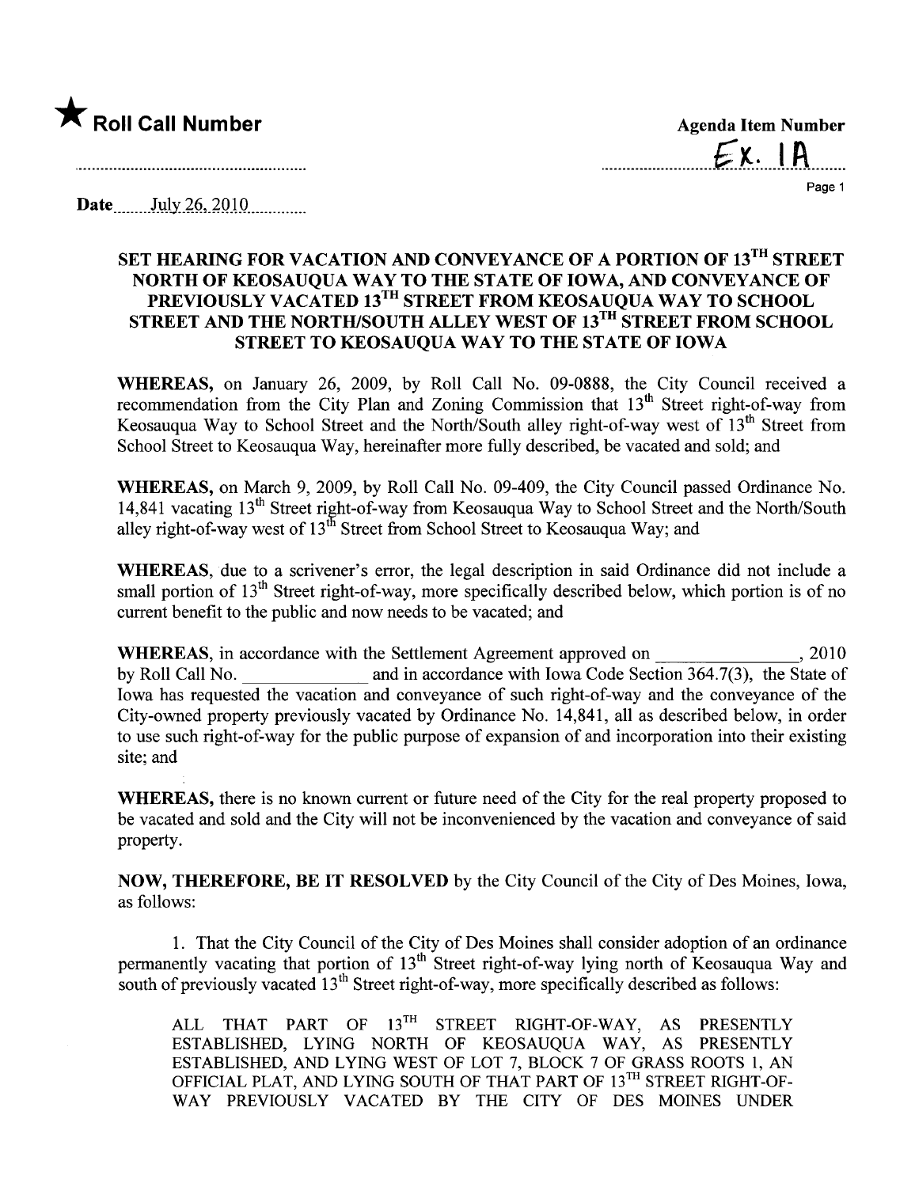★ **Roll Call Number**

**Agenda Item Number**

Ex. 1A

**Date** July 26, 2010

## SET HEARING FOR VACATION AND CONVEYANCE OF A PORTION OF 13TH STREET NORTH OF KEOSAUQUA WAY TO THE STATE OF IOWA, AND CONVEYANCE OF PREVIOUSLY VACATED 13TH STREET FROM KEOSAUQUA WAY TO SCHOOL STREET AND THE NORTH/SOUTH ALLEY WEST OF 13TH STREET FROM SCHOOL STREET TO KEOSAUQUA WAY TO THE STATE OF IOWA

**WHEREAS,** on January 26, 2009, by Roll Call No. 09-0888, the City Council received a recommendation from the City Plan and Zoning Commission that 13th Street right-of-way from Keosauqua Way to School Street and the North/South alley right-of-way west of 13th Street from School Street to Keosauqua Way, hereinafter more fully described, be vacated and sold; and

**WHEREAS,** on March 9, 2009, by Roll Call No. 09-409, the City Council passed Ordinance No. 14,841 vacating 13th Street right-of-way from Keosauqua Way to School Street and the North/South alley right-of-way west of 13th Street from School Street to Keosauqua Way; and

**WHEREAS,** due to a scrivener's error, the legal description in said Ordinance did not include a small portion of 13th Street right-of-way, more specifically described below, which portion is of no current benefit to the public and now needs to be vacated; and

**WHEREAS,** in accordance with the Settlement Agreement approved on _______________, 2010 by Roll Call No. _____________ and in accordance with Iowa Code Section 364.7(3), the State of Iowa has requested the vacation and conveyance of such right-of-way and the conveyance of the City-owned property previously vacated by Ordinance No. 14,841, all as described below, in order to use such right-of-way for the public purpose of expansion of and incorporation into their existing site; and

**WHEREAS,** there is no known current or future need of the City for the real property proposed to be vacated and sold and the City will not be inconvenienced by the vacation and conveyance of said property.

**NOW, THEREFORE, BE IT RESOLVED** by the City Council of the City of Des Moines, Iowa, as follows:

1. That the City Council of the City of Des Moines shall consider adoption of an ordinance permanently vacating that portion of 13th Street right-of-way lying north of Keosauqua Way and south of previously vacated 13th Street right-of-way, more specifically described as follows:

ALL THAT PART OF 13TH STREET RIGHT-OF-WAY, AS PRESENTLY ESTABLISHED, LYING NORTH OF KEOSAUQUA WAY, AS PRESENTLY ESTABLISHED, AND LYING WEST OF LOT 7, BLOCK 7 OF GRASS ROOTS 1, AN OFFICIAL PLAT, AND LYING SOUTH OF THAT PART OF 13TH STREET RIGHT-OF-WAY PREVIOUSLY VACATED BY THE CITY OF DES MOINES UNDER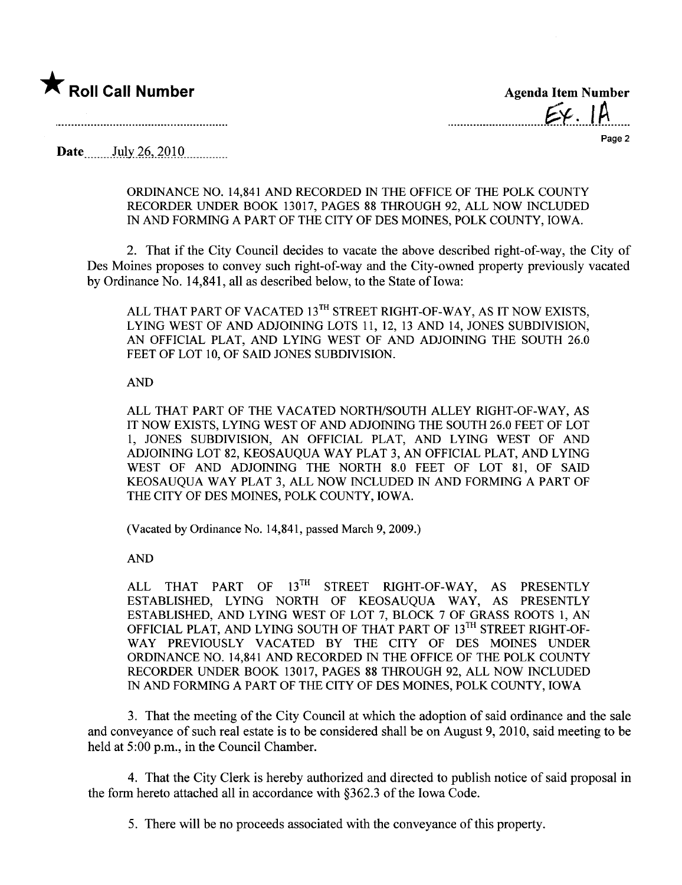★ **Roll Call Number**

**Agenda Item Number**

Ex. 1A

**Date** July 26, 2010

ORDINANCE NO. 14,841 AND RECORDED IN THE OFFICE OF THE POLK COUNTY RECORDER UNDER BOOK 13017, PAGES 88 THROUGH 92, ALL NOW INCLUDED IN AND FORMING A PART OF THE CITY OF DES MOINES, POLK COUNTY, IOWA.

2. That if the City Council decides to vacate the above described right-of-way, the City of Des Moines proposes to convey such right-of-way and the City-owned property previously vacated by Ordinance No. 14,841, all as described below, to the State of Iowa:

ALL THAT PART OF VACATED 13TH STREET RIGHT-OF-WAY, AS IT NOW EXISTS, LYING WEST OF AND ADJOINING LOTS 11, 12, 13 AND 14, JONES SUBDIVISION, AN OFFICIAL PLAT, AND LYING WEST OF AND ADJOINING THE SOUTH 26.0 FEET OF LOT 10, OF SAID JONES SUBDIVISION.

AND

ALL THAT PART OF THE VACATED NORTH/SOUTH ALLEY RIGHT-OF-WAY, AS IT NOW EXISTS, LYING WEST OF AND ADJOINING THE SOUTH 26.0 FEET OF LOT 1, JONES SUBDIVISION, AN OFFICIAL PLAT, AND LYING WEST OF AND ADJOINING LOT 82, KEOSAUQUA WAY PLAT 3, AN OFFICIAL PLAT, AND LYING WEST OF AND ADJOINING THE NORTH 8.0 FEET OF LOT 81, OF SAID KEOSAUQUA WAY PLAT 3, ALL NOW INCLUDED IN AND FORMING A PART OF THE CITY OF DES MOINES, POLK COUNTY, IOWA.

(Vacated by Ordinance No. 14,841, passed March 9, 2009.)

AND

ALL THAT PART OF 13TH STREET RIGHT-OF-WAY, AS PRESENTLY ESTABLISHED, LYING NORTH OF KEOSAUQUA WAY, AS PRESENTLY ESTABLISHED, AND LYING WEST OF LOT 7, BLOCK 7 OF GRASS ROOTS 1, AN OFFICIAL PLAT, AND LYING SOUTH OF THAT PART OF 13TH STREET RIGHT-OF-WAY PREVIOUSLY VACATED BY THE CITY OF DES MOINES UNDER ORDINANCE NO. 14,841 AND RECORDED IN THE OFFICE OF THE POLK COUNTY RECORDER UNDER BOOK 13017, PAGES 88 THROUGH 92, ALL NOW INCLUDED IN AND FORMING A PART OF THE CITY OF DES MOINES, POLK COUNTY, IOWA

3. That the meeting of the City Council at which the adoption of said ordinance and the sale and conveyance of such real estate is to be considered shall be on August 9, 2010, said meeting to be held at 5:00 p.m., in the Council Chamber.

4. That the City Clerk is hereby authorized and directed to publish notice of said proposal in the form hereto attached all in accordance with §362.3 of the Iowa Code.

5. There will be no proceeds associated with the conveyance of this property.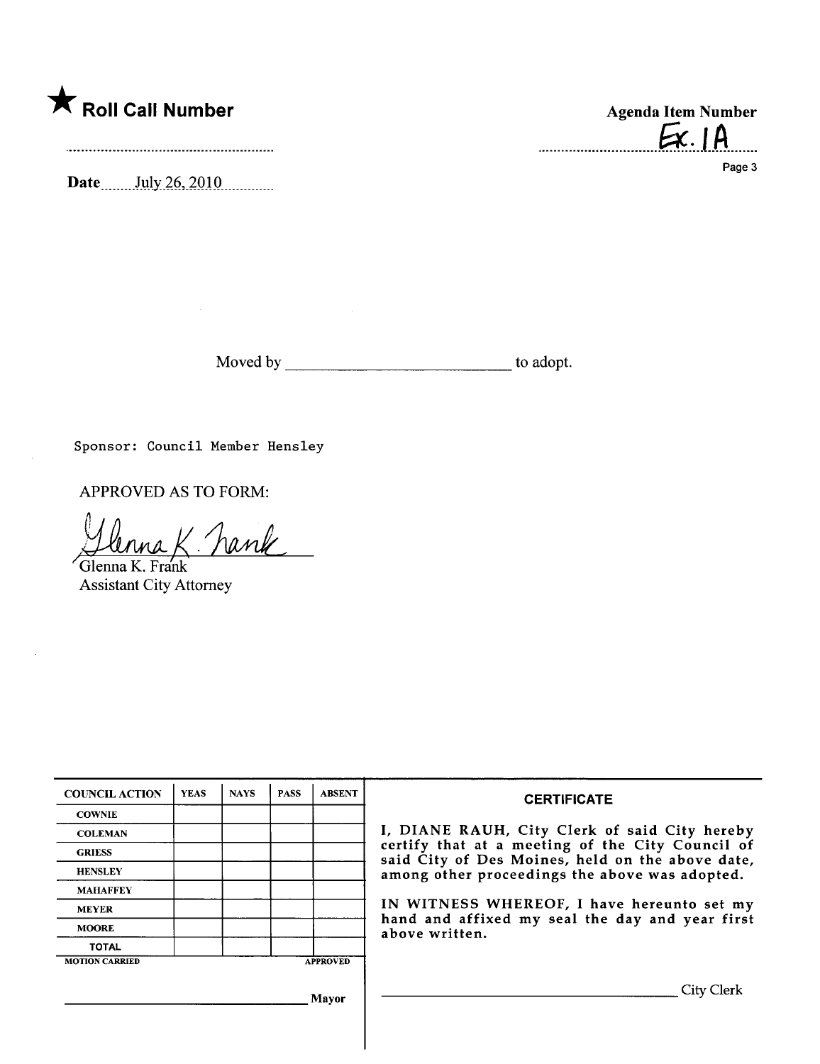★ **Roll Call Number**

**Agenda Item Number**
Ex. 1A

Page 3

**Date** July 26, 2010

Moved by ____________________ to adopt.

Sponsor: Council Member Hensley

APPROVED AS TO FORM:

Glenna K. Frank
Glenna K. Frank
Assistant City Attorney

| COUNCIL ACTION | YEAS | NAYS | PASS | ABSENT |
|---|---|---|---|---|
| COWNIE | | | | |
| COLEMAN | | | | |
| GRIESS | | | | |
| HENSLEY | | | | |
| MAHAFFEY | | | | |
| MEYER | | | | |
| MOORE | | | | |
| TOTAL | | | | |
| MOTION CARRIED | | | | APPROVED |

____________________ Mayor

**CERTIFICATE**

I, DIANE RAUH, City Clerk of said City hereby certify that at a meeting of the City Council of said City of Des Moines, held on the above date, among other proceedings the above was adopted.

IN WITNESS WHEREOF, I have hereunto set my hand and affixed my seal the day and year first above written.

____________________ City Clerk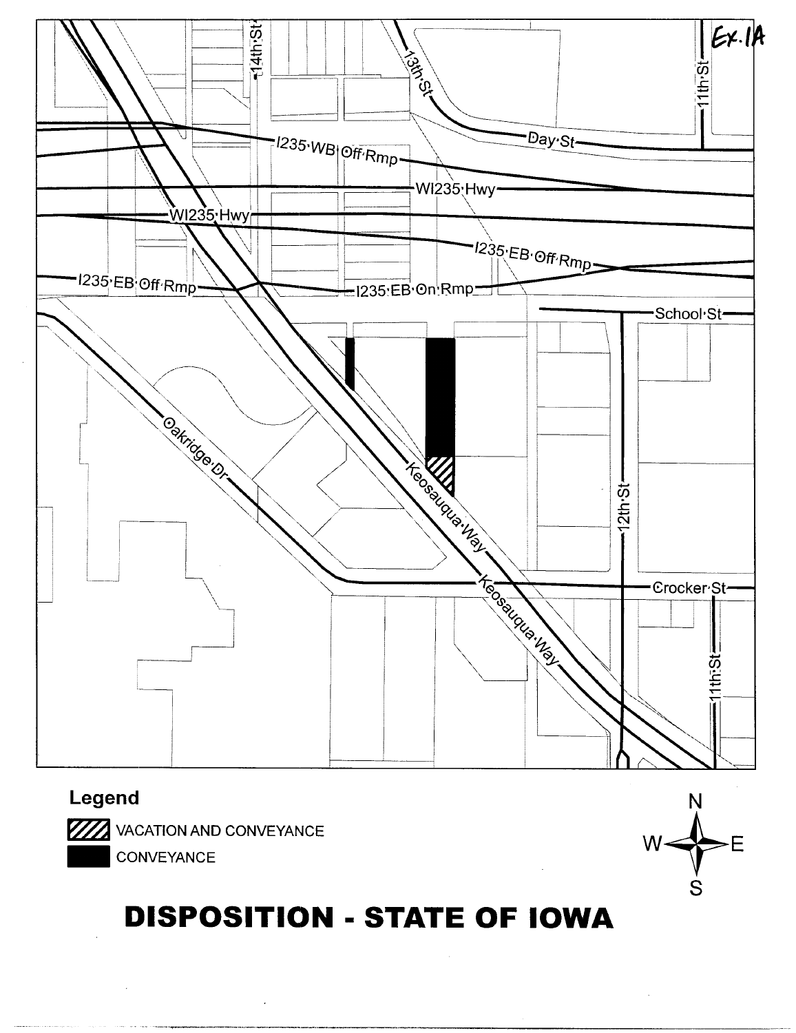Ex. 1A

14th St

13th St

11th St

Day St

I235 WB Off Rmp

WI235 Hwy

WI235 Hwy

I235 EB Off Rmp

I235 EB Off Rmp

I235 EB On Rmp

School St

Oakridge Dr

Keosauqua Way

12th St

Crocker St

Keosauqua Way

11th St

**Legend**

VACATION AND CONVEYANCE

CONVEYANCE

N

W E

S

# DISPOSITION - STATE OF IOWA